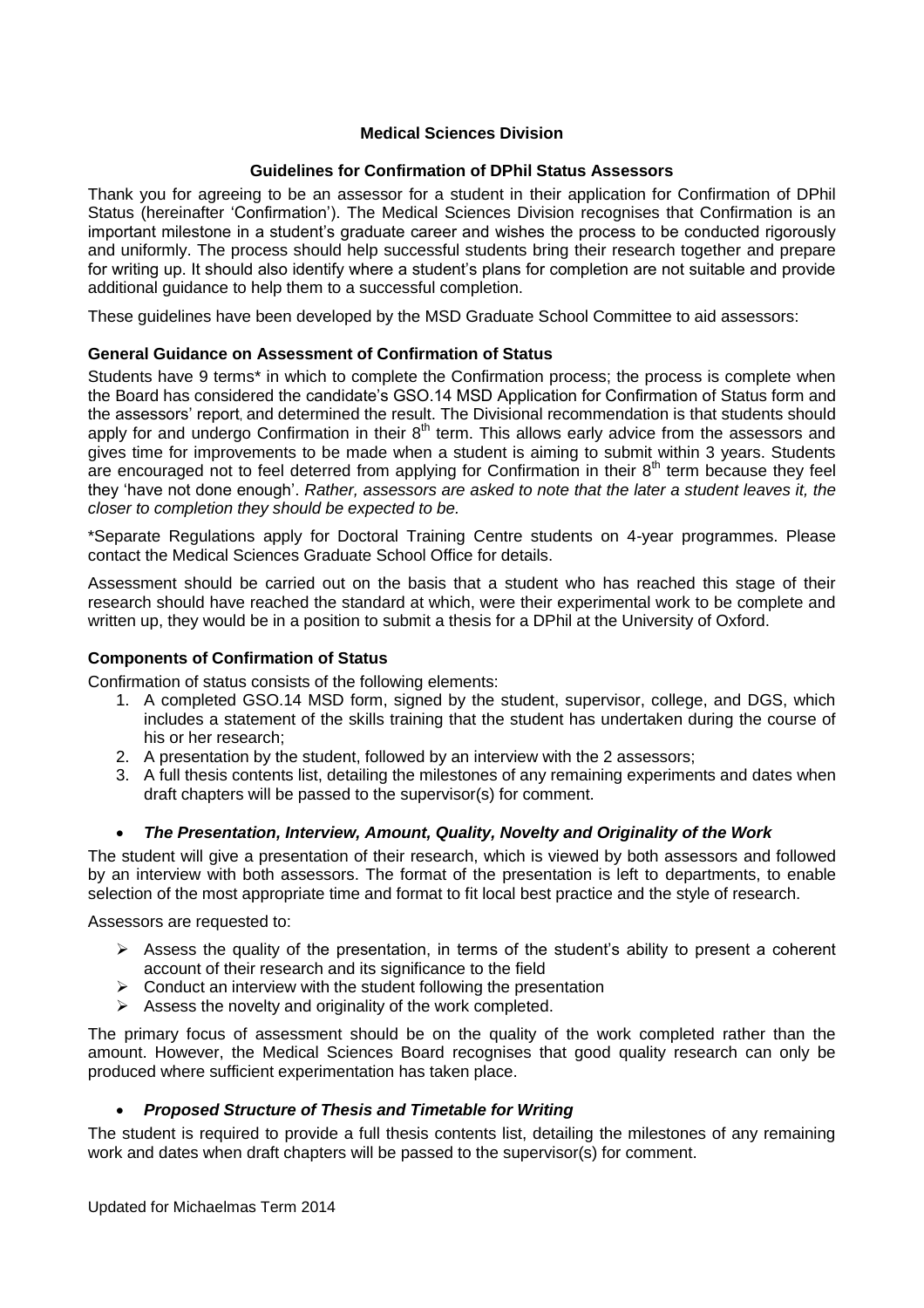**Medical Sciences Division**

**Guidelines for Confirmation of DPhil Status Assessors**

Thank you for agreeing to be an assessor for a student in their application for Confirmation of DPhil Status (hereinafter 'Confirmation'). The Medical Sciences Division recognises that Confirmation is an important milestone in a student's graduate career and wishes the process to be conducted rigorously and uniformly. The process should help successful students bring their research together and prepare for writing up. It should also identify where a student's plans for completion are not suitable and provide additional guidance to help them to a successful completion.

These guidelines have been developed by the MSD Graduate School Committee to aid assessors:

**General Guidance on Assessment of Confirmation of Status**

Students have 9 terms* in which to complete the Confirmation process; the process is complete when the Board has considered the candidate's GSO.14 MSD Application for Confirmation of Status form and the assessors' report, and determined the result. The Divisional recommendation is that students should apply for and undergo Confirmation in their 8th term. This allows early advice from the assessors and gives time for improvements to be made when a student is aiming to submit within 3 years. Students are encouraged not to feel deterred from applying for Confirmation in their 8th term because they feel they 'have not done enough'. *Rather, assessors are asked to note that the later a student leaves it, the closer to completion they should be expected to be.*

*Separate Regulations apply for Doctoral Training Centre students on 4-year programmes. Please contact the Medical Sciences Graduate School Office for details.

Assessment should be carried out on the basis that a student who has reached this stage of their research should have reached the standard at which, were their experimental work to be complete and written up, they would be in a position to submit a thesis for a DPhil at the University of Oxford.

**Components of Confirmation of Status**

Confirmation of status consists of the following elements:

1. A completed GSO.14 MSD form, signed by the student, supervisor, college, and DGS, which includes a statement of the skills training that the student has undertaken during the course of his or her research;
2. A presentation by the student, followed by an interview with the 2 assessors;
3. A full thesis contents list, detailing the milestones of any remaining experiments and dates when draft chapters will be passed to the supervisor(s) for comment.

- ***The Presentation, Interview, Amount, Quality, Novelty and Originality of the Work***

The student will give a presentation of their research, which is viewed by both assessors and followed by an interview with both assessors. The format of the presentation is left to departments, to enable selection of the most appropriate time and format to fit local best practice and the style of research.

Assessors are requested to:

- Assess the quality of the presentation, in terms of the student's ability to present a coherent account of their research and its significance to the field
- Conduct an interview with the student following the presentation
- Assess the novelty and originality of the work completed.

The primary focus of assessment should be on the quality of the work completed rather than the amount. However, the Medical Sciences Board recognises that good quality research can only be produced where sufficient experimentation has taken place.

- ***Proposed Structure of Thesis and Timetable for Writing***

The student is required to provide a full thesis contents list, detailing the milestones of any remaining work and dates when draft chapters will be passed to the supervisor(s) for comment.

Updated for Michaelmas Term 2014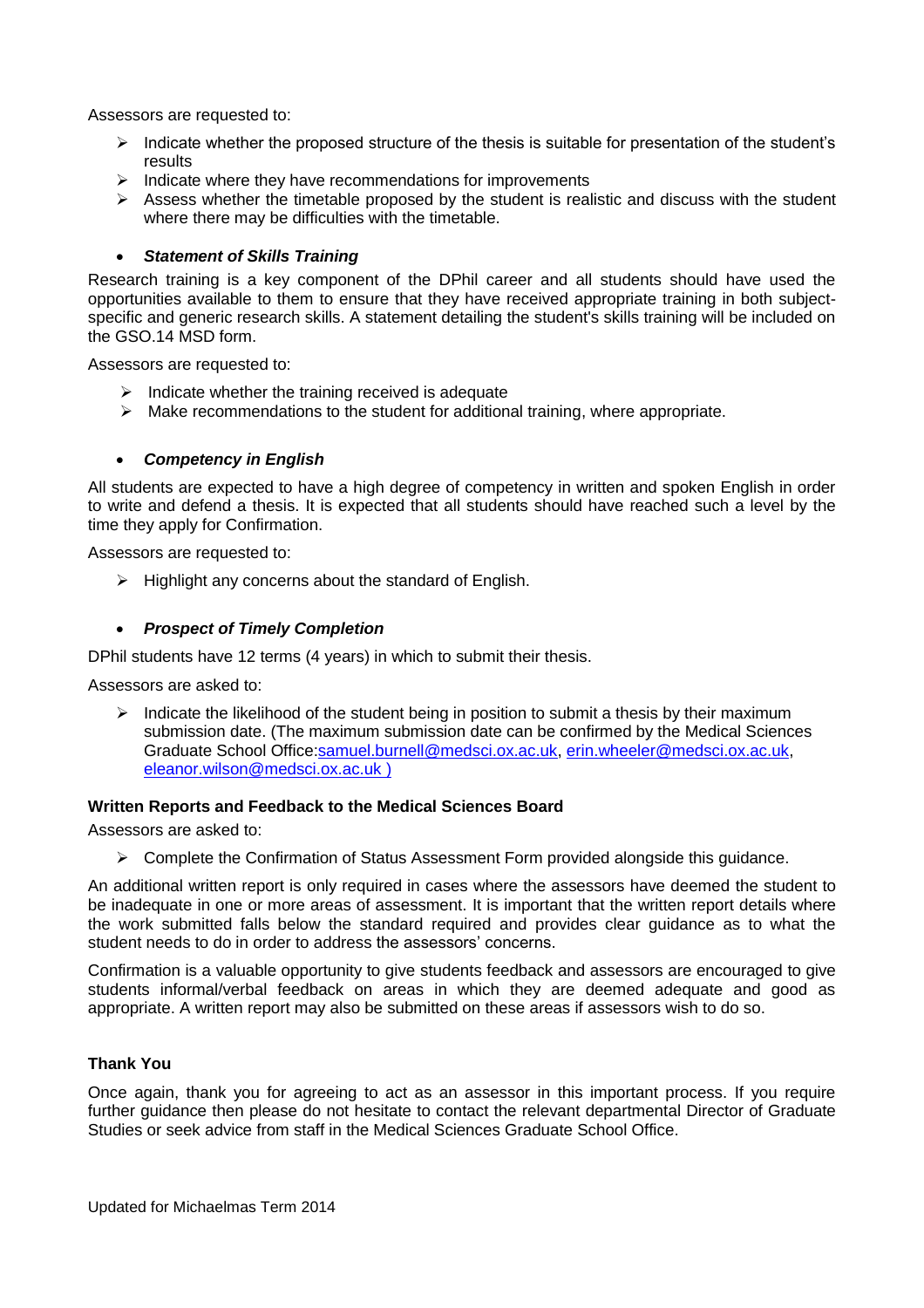Assessors are requested to:

- Indicate whether the proposed structure of the thesis is suitable for presentation of the student's results
- Indicate where they have recommendations for improvements
- Assess whether the timetable proposed by the student is realistic and discuss with the student where there may be difficulties with the timetable.

- ***Statement of Skills Training***

Research training is a key component of the DPhil career and all students should have used the opportunities available to them to ensure that they have received appropriate training in both subject-specific and generic research skills. A statement detailing the student's skills training will be included on the GSO.14 MSD form.

Assessors are requested to:

- Indicate whether the training received is adequate
- Make recommendations to the student for additional training, where appropriate.

- ***Competency in English***

All students are expected to have a high degree of competency in written and spoken English in order to write and defend a thesis. It is expected that all students should have reached such a level by the time they apply for Confirmation.

Assessors are requested to:

- Highlight any concerns about the standard of English.

- ***Prospect of Timely Completion***

DPhil students have 12 terms (4 years) in which to submit their thesis.

Assessors are asked to:

- Indicate the likelihood of the student being in position to submit a thesis by their maximum submission date. (The maximum submission date can be confirmed by the Medical Sciences Graduate School Office:samuel.burnell@medsci.ox.ac.uk, erin.wheeler@medsci.ox.ac.uk, eleanor.wilson@medsci.ox.ac.uk )

**Written Reports and Feedback to the Medical Sciences Board**

Assessors are asked to:

- Complete the Confirmation of Status Assessment Form provided alongside this guidance.

An additional written report is only required in cases where the assessors have deemed the student to be inadequate in one or more areas of assessment. It is important that the written report details where the work submitted falls below the standard required and provides clear guidance as to what the student needs to do in order to address the assessors' concerns.

Confirmation is a valuable opportunity to give students feedback and assessors are encouraged to give students informal/verbal feedback on areas in which they are deemed adequate and good as appropriate. A written report may also be submitted on these areas if assessors wish to do so.

**Thank You**

Once again, thank you for agreeing to act as an assessor in this important process. If you require further guidance then please do not hesitate to contact the relevant departmental Director of Graduate Studies or seek advice from staff in the Medical Sciences Graduate School Office.

Updated for Michaelmas Term 2014